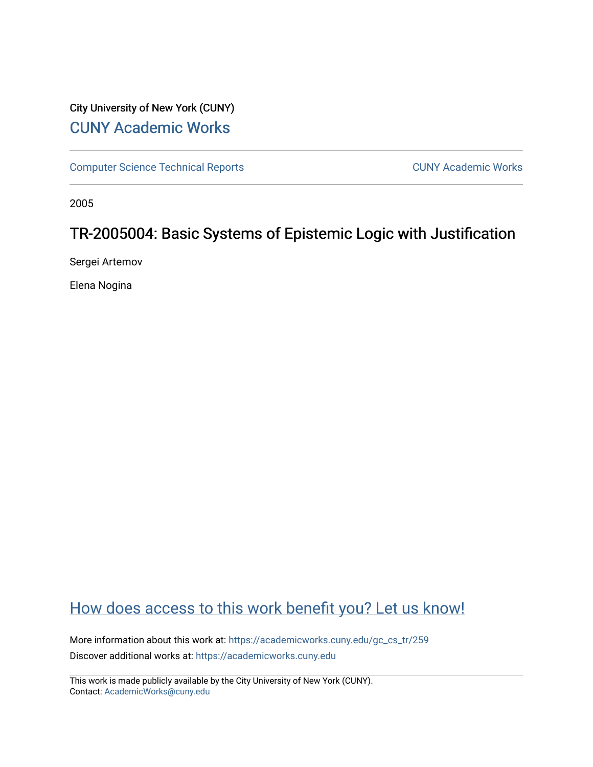City University of New York (CUNY)

CUNY Academic Works

Computer Science Technical Reports

CUNY Academic Works

2005

# TR-2005004: Basic Systems of Epistemic Logic with Justification

Sergei Artemov

Elena Nogina

How does access to this work benefit you? Let us know!

More information about this work at: https://academicworks.cuny.edu/gc_cs_tr/259

Discover additional works at: https://academicworks.cuny.edu

This work is made publicly available by the City University of New York (CUNY).
Contact: AcademicWorks@cuny.edu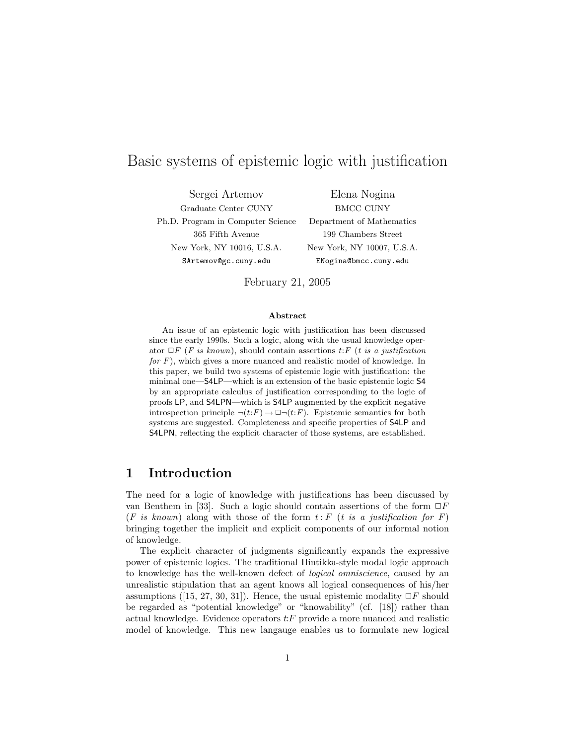# Basic systems of epistemic logic with justification

Sergei Artemov
Graduate Center CUNY
Ph.D. Program in Computer Science
365 Fifth Avenue
New York, NY 10016, U.S.A.
SArtemov@gc.cuny.edu

Elena Nogina
BMCC CUNY
Department of Mathematics
199 Chambers Street
New York, NY 10007, U.S.A.
ENogina@bmcc.cuny.edu

February 21, 2005

**Abstract**

An issue of an epistemic logic with justification has been discussed since the early 1990s. Such a logic, along with the usual knowledge operator $\Box F$ (*F is known*), should contain assertions $t{:}F$ (*t is a justification for F*), which gives a more nuanced and realistic model of knowledge. In this paper, we build two systems of epistemic logic with justification: the minimal one—S4LP—which is an extension of the basic epistemic logic S4 by an appropriate calculus of justification corresponding to the logic of proofs LP, and S4LPN—which is S4LP augmented by the explicit negative introspection principle $\neg(t{:}F) \rightarrow \Box\neg(t{:}F)$. Epistemic semantics for both systems are suggested. Completeness and specific properties of S4LP and S4LPN, reflecting the explicit character of those systems, are established.

## 1 Introduction

The need for a logic of knowledge with justifications has been discussed by van Benthem in [33]. Such a logic should contain assertions of the form $\Box F$ (*F is known*) along with those of the form $t : F$ (*t is a justification for F*) bringing together the implicit and explicit components of our informal notion of knowledge.

The explicit character of judgments significantly expands the expressive power of epistemic logics. The traditional Hintikka-style modal logic approach to knowledge has the well-known defect of *logical omniscience*, caused by an unrealistic stipulation that an agent knows all logical consequences of his/her assumptions ([15, 27, 30, 31]). Hence, the usual epistemic modality $\Box F$ should be regarded as "potential knowledge" or "knowability" (cf. [18]) rather than actual knowledge. Evidence operators $t{:}F$ provide a more nuanced and realistic model of knowledge. This new langauge enables us to formulate new logical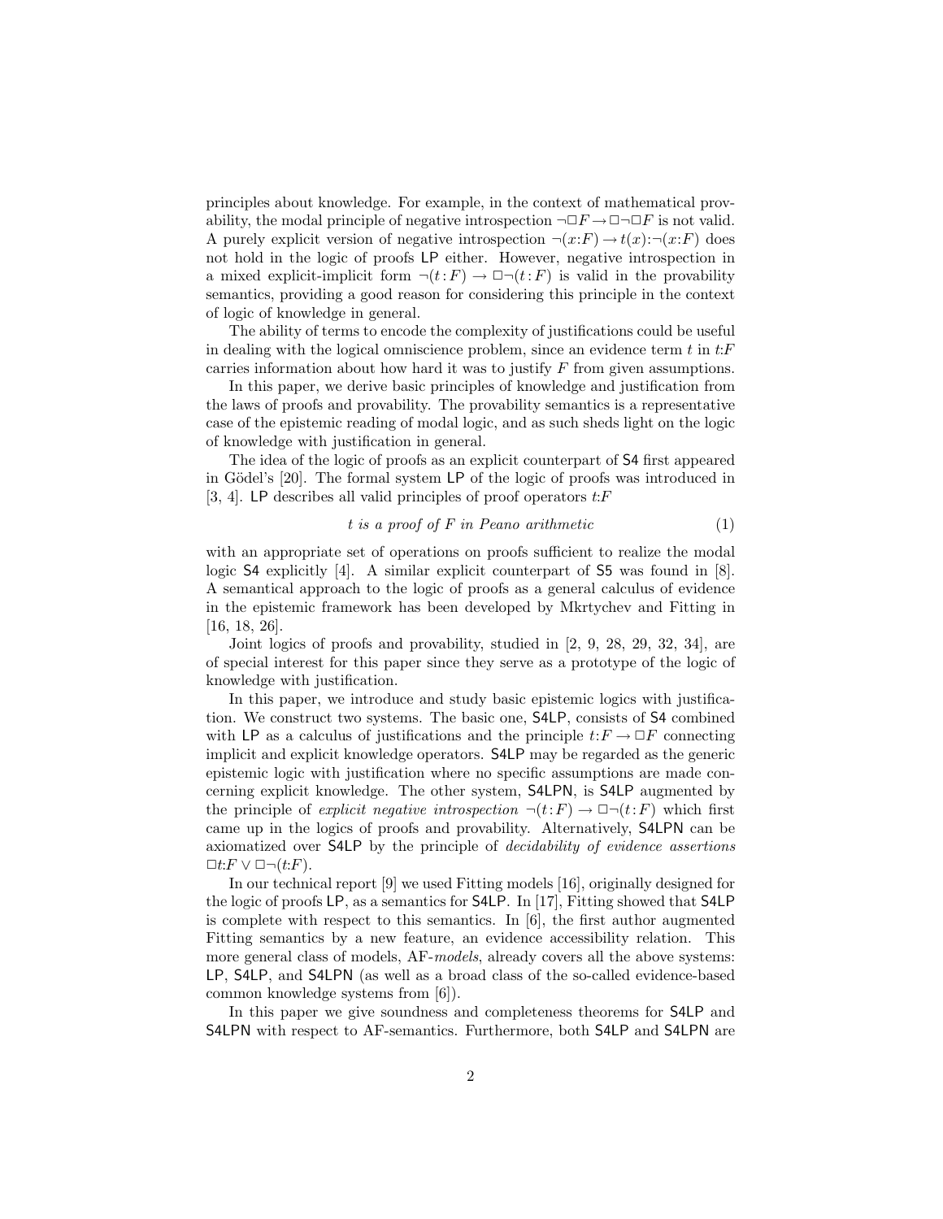principles about knowledge. For example, in the context of mathematical provability, the modal principle of negative introspection $\neg\Box F \rightarrow \Box\neg\Box F$ is not valid. A purely explicit version of negative introspection $\neg(x{:}F) \rightarrow t(x){:}\neg(x{:}F)$ does not hold in the logic of proofs LP either. However, negative introspection in a mixed explicit-implicit form $\neg(t{:}F) \rightarrow \Box\neg(t{:}F)$ is valid in the provability semantics, providing a good reason for considering this principle in the context of logic of knowledge in general.

The ability of terms to encode the complexity of justifications could be useful in dealing with the logical omniscience problem, since an evidence term $t$ in $t{:}F$ carries information about how hard it was to justify $F$ from given assumptions.

In this paper, we derive basic principles of knowledge and justification from the laws of proofs and provability. The provability semantics is a representative case of the epistemic reading of modal logic, and as such sheds light on the logic of knowledge with justification in general.

The idea of the logic of proofs as an explicit counterpart of S4 first appeared in Gödel's [20]. The formal system LP of the logic of proofs was introduced in [3, 4]. LP describes all valid principles of proof operators $t{:}F$

$$t \textit{ is a proof of } F \textit{ in Peano arithmetic} \tag{1}$$

with an appropriate set of operations on proofs sufficient to realize the modal logic S4 explicitly [4]. A similar explicit counterpart of S5 was found in [8]. A semantical approach to the logic of proofs as a general calculus of evidence in the epistemic framework has been developed by Mkrtychev and Fitting in [16, 18, 26].

Joint logics of proofs and provability, studied in [2, 9, 28, 29, 32, 34], are of special interest for this paper since they serve as a prototype of the logic of knowledge with justification.

In this paper, we introduce and study basic epistemic logics with justification. We construct two systems. The basic one, S4LP, consists of S4 combined with LP as a calculus of justifications and the principle $t{:}F \rightarrow \Box F$ connecting implicit and explicit knowledge operators. S4LP may be regarded as the generic epistemic logic with justification where no specific assumptions are made concerning explicit knowledge. The other system, S4LPN, is S4LP augmented by the principle of *explicit negative introspection* $\neg(t{:}F) \rightarrow \Box\neg(t{:}F)$ which first came up in the logics of proofs and provability. Alternatively, S4LPN can be axiomatized over S4LP by the principle of *decidability of evidence assertions* $\Box t{:}F \vee \Box\neg(t{:}F)$.

In our technical report [9] we used Fitting models [16], originally designed for the logic of proofs LP, as a semantics for S4LP. In [17], Fitting showed that S4LP is complete with respect to this semantics. In [6], the first author augmented Fitting semantics by a new feature, an evidence accessibility relation. This more general class of models, AF-*models*, already covers all the above systems: LP, S4LP, and S4LPN (as well as a broad class of the so-called evidence-based common knowledge systems from [6]).

In this paper we give soundness and completeness theorems for S4LP and S4LPN with respect to AF-semantics. Furthermore, both S4LP and S4LPN are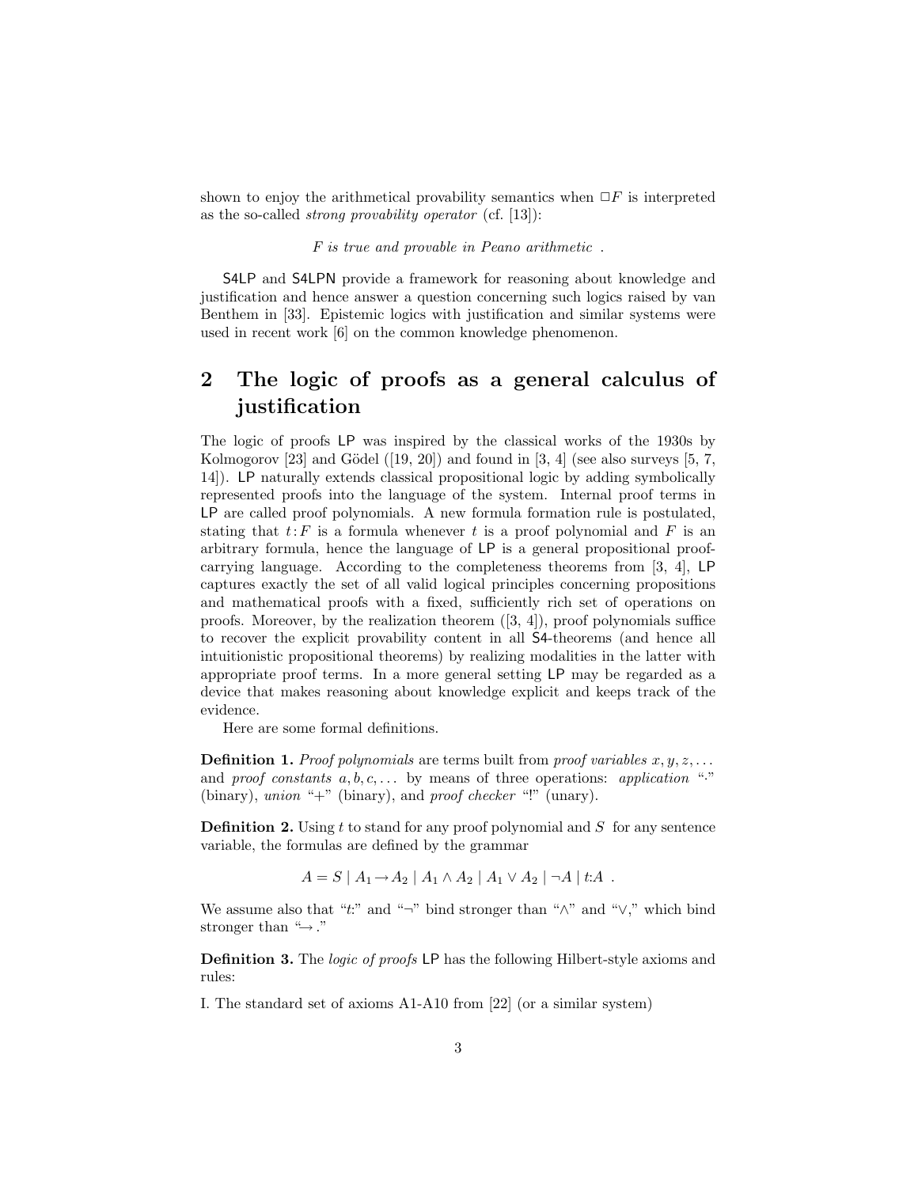shown to enjoy the arithmetical provability semantics when $\Box F$ is interpreted as the so-called *strong provability operator* (cf. [13]):

$$F \text{ is true and provable in Peano arithmetic .}$$

S4LP and S4LPN provide a framework for reasoning about knowledge and justification and hence answer a question concerning such logics raised by van Benthem in [33]. Epistemic logics with justification and similar systems were used in recent work [6] on the common knowledge phenomenon.

## 2 The logic of proofs as a general calculus of justification

The logic of proofs LP was inspired by the classical works of the 1930s by Kolmogorov [23] and Gödel ([19, 20]) and found in [3, 4] (see also surveys [5, 7, 14]). LP naturally extends classical propositional logic by adding symbolically represented proofs into the language of the system. Internal proof terms in LP are called proof polynomials. A new formula formation rule is postulated, stating that $t\,{:}\,F$ is a formula whenever $t$ is a proof polynomial and $F$ is an arbitrary formula, hence the language of LP is a general propositional proof-carrying language. According to the completeness theorems from [3, 4], LP captures exactly the set of all valid logical principles concerning propositions and mathematical proofs with a fixed, sufficiently rich set of operations on proofs. Moreover, by the realization theorem ([3, 4]), proof polynomials suffice to recover the explicit provability content in all S4-theorems (and hence all intuitionistic propositional theorems) by realizing modalities in the latter with appropriate proof terms. In a more general setting LP may be regarded as a device that makes reasoning about knowledge explicit and keeps track of the evidence.

Here are some formal definitions.

**Definition 1.** *Proof polynomials* are terms built from *proof variables* $x, y, z, \ldots$ and *proof constants* $a, b, c, \ldots$ by means of three operations: *application* "$\cdot$" (binary), *union* "$+$" (binary), and *proof checker* "!" (unary).

**Definition 2.** Using $t$ to stand for any proof polynomial and $S$ for any sentence variable, the formulas are defined by the grammar

$$A = S \mid A_1 \rightarrow A_2 \mid A_1 \wedge A_2 \mid A_1 \vee A_2 \mid \neg A \mid t{:}A \ .$$

We assume also that "$t$:" and "$\neg$" bind stronger than "$\wedge$" and "$\vee$," which bind stronger than "$\rightarrow$."

**Definition 3.** The *logic of proofs* LP has the following Hilbert-style axioms and rules:

I. The standard set of axioms A1-A10 from [22] (or a similar system)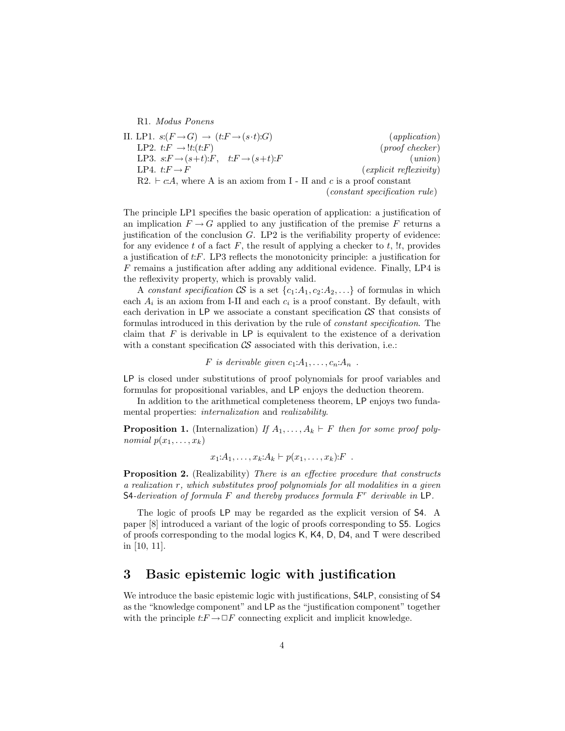R1. *Modus Ponens*

II. LP1. $s{:}(F \to G) \;\to\; (t{:}F \to (s{\cdot}t){:}G)$ (*application*)

LP2. $t{:}F \;\to !t{:}(t{:}F)$ (*proof checker*)

LP3. $s{:}F \to (s{+}t){:}F, \quad t{:}F \to (s{+}t){:}F$ (*union*)

LP4. $t{:}F \to F$ (*explicit reflexivity*)

R2. $\vdash c{:}A$, where A is an axiom from I - II and $c$ is a proof constant (*constant specification rule*)

The principle LP1 specifies the basic operation of application: a justification of an implication $F \to G$ applied to any justification of the premise $F$ returns a justification of the conclusion $G$. LP2 is the verifiability property of evidence: for any evidence $t$ of a fact $F$, the result of applying a checker to $t$, $!t$, provides a justification of $t{:}F$. LP3 reflects the monotonicity principle: a justification for $F$ remains a justification after adding any additional evidence. Finally, LP4 is the reflexivity property, which is provably valid.

A *constant specification* $\mathcal{CS}$ is a set $\{c_1{:}A_1, c_2{:}A_2, \ldots\}$ of formulas in which each $A_i$ is an axiom from I-II and each $c_i$ is a proof constant. By default, with each derivation in LP we associate a constant specification $\mathcal{CS}$ that consists of formulas introduced in this derivation by the rule of *constant specification*. The claim that $F$ is derivable in LP is equivalent to the existence of a derivation with a constant specification $\mathcal{CS}$ associated with this derivation, i.e.:

$$F \textit{ is derivable given } c_1{:}A_1, \ldots, c_n{:}A_n \ .$$

LP is closed under substitutions of proof polynomials for proof variables and formulas for propositional variables, and LP enjoys the deduction theorem.

In addition to the arithmetical completeness theorem, LP enjoys two fundamental properties: *internalization* and *realizability*.

**Proposition 1.** (Internalization) *If $A_1, \ldots, A_k \vdash F$ then for some proof polynomial $p(x_1, \ldots, x_k)$*

$$x_1{:}A_1, \ldots, x_k{:}A_k \vdash p(x_1, \ldots, x_k){:}F \ .$$

**Proposition 2.** (Realizability) *There is an effective procedure that constructs a realization $r$, which substitutes proof polynomials for all modalities in a given* S4*-derivation of formula $F$ and thereby produces formula $F^r$ derivable in* LP.

The logic of proofs LP may be regarded as the explicit version of S4. A paper [8] introduced a variant of the logic of proofs corresponding to S5. Logics of proofs corresponding to the modal logics K, K4, D, D4, and T were described in [10, 11].

## 3 Basic epistemic logic with justification

We introduce the basic epistemic logic with justifications, S4LP, consisting of S4 as the "knowledge component" and LP as the "justification component" together with the principle $t{:}F \to \Box F$ connecting explicit and implicit knowledge.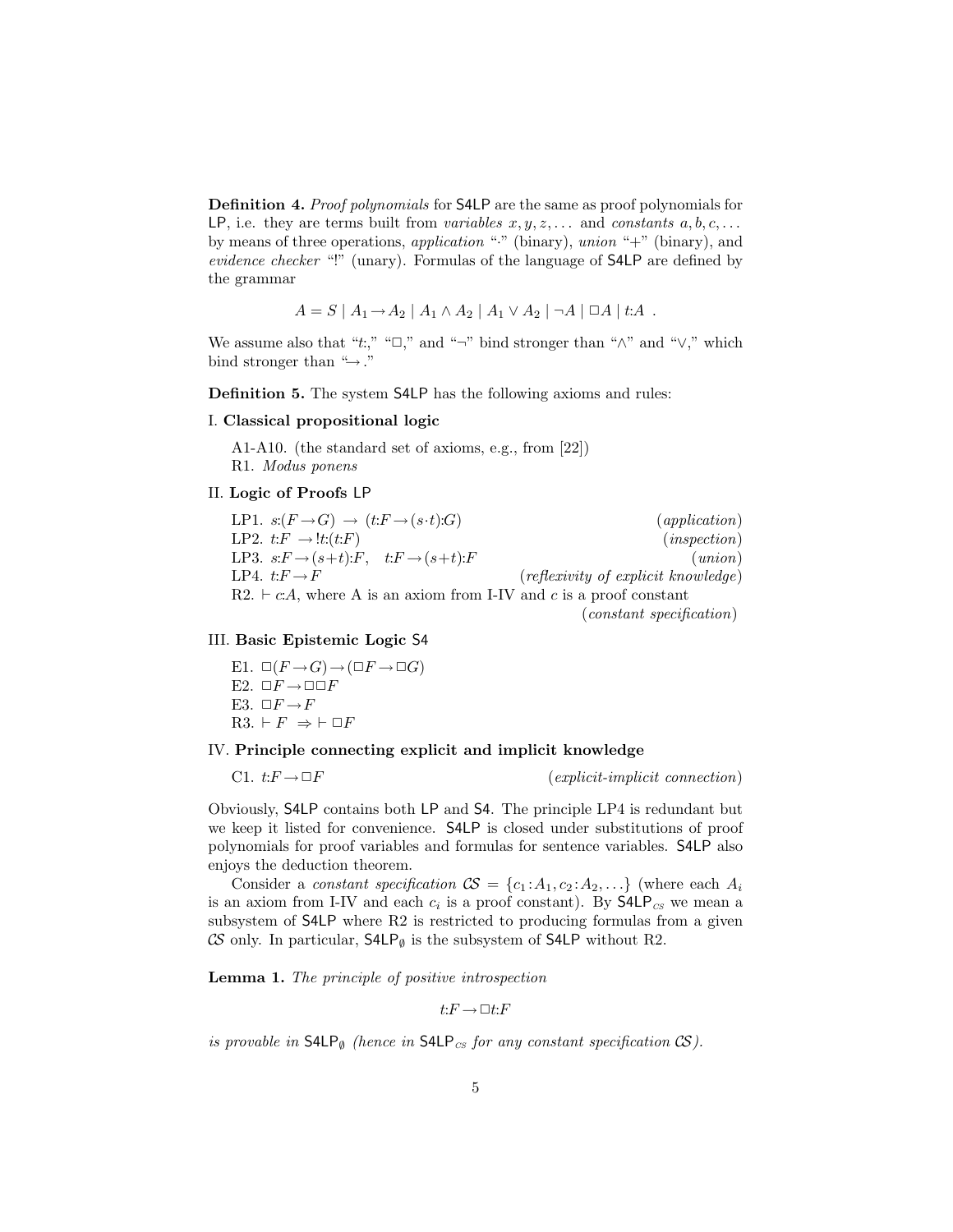**Definition 4.** *Proof polynomials* for S4LP are the same as proof polynomials for LP, i.e. they are terms built from *variables* $x, y, z, \ldots$ and *constants* $a, b, c, \ldots$ by means of three operations, *application* "$\cdot$" (binary), *union* "$+$" (binary), and *evidence checker* "$!$" (unary). Formulas of the language of S4LP are defined by the grammar

$$A = S \mid A_1 \rightarrow A_2 \mid A_1 \wedge A_2 \mid A_1 \vee A_2 \mid \neg A \mid \Box A \mid t{:}A \ .$$

We assume also that "$t{:}$," "$\Box$," and "$\neg$" bind stronger than "$\wedge$" and "$\vee$," which bind stronger than "$\rightarrow$."

**Definition 5.** The system S4LP has the following axioms and rules:

I. **Classical propositional logic**

A1-A10. (the standard set of axioms, e.g., from [22])
R1. *Modus ponens*

II. **Logic of Proofs** LP

LP1. $s{:}(F \rightarrow G) \rightarrow (t{:}F \rightarrow (s \cdot t){:}G)$ (*application*)
LP2. $t{:}F \rightarrow !t{:}(t{:}F)$ (*inspection*)
LP3. $s{:}F \rightarrow (s+t){:}F, \quad t{:}F \rightarrow (s+t){:}F$ (*union*)
LP4. $t{:}F \rightarrow F$ (*reflexivity of explicit knowledge*)
R2. $\vdash c{:}A$, where A is an axiom from I-IV and $c$ is a proof constant (*constant specification*)

III. **Basic Epistemic Logic** S4

E1. $\Box(F \rightarrow G) \rightarrow (\Box F \rightarrow \Box G)$
E2. $\Box F \rightarrow \Box\Box F$
E3. $\Box F \rightarrow F$
R3. $\vdash F \ \Rightarrow \vdash \Box F$

IV. **Principle connecting explicit and implicit knowledge**

C1. $t{:}F \rightarrow \Box F$ (*explicit-implicit connection*)

Obviously, S4LP contains both LP and S4. The principle LP4 is redundant but we keep it listed for convenience. S4LP is closed under substitutions of proof polynomials for proof variables and formulas for sentence variables. S4LP also enjoys the deduction theorem.

Consider a *constant specification* $\mathcal{CS} = \{c_1{:}A_1, c_2{:}A_2, \ldots\}$ (where each $A_i$ is an axiom from I-IV and each $c_i$ is a proof constant). By $\mathsf{S4LP}_{\mathcal{CS}}$ we mean a subsystem of S4LP where R2 is restricted to producing formulas from a given $\mathcal{CS}$ only. In particular, $\mathsf{S4LP}_\emptyset$ is the subsystem of S4LP without R2.

**Lemma 1.** *The principle of positive introspection*

$$t{:}F \rightarrow \Box t{:}F$$

*is provable in* $\mathsf{S4LP}_\emptyset$ *(hence in* $\mathsf{S4LP}_{\mathcal{CS}}$ *for any constant specification* $\mathcal{CS}$*).*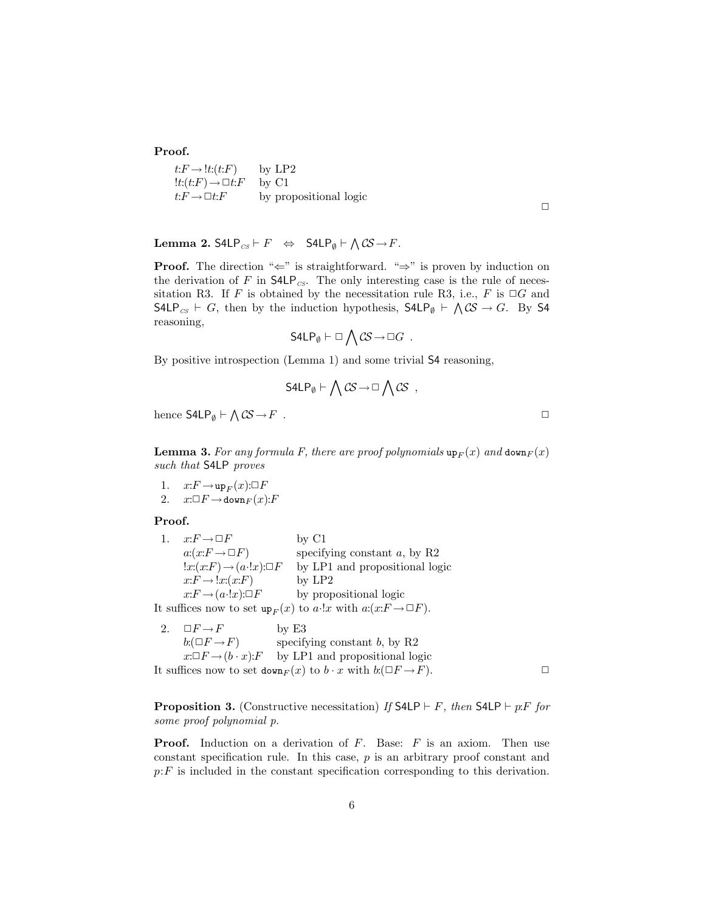**Proof.**

| | |
|---|---|
| $t{:}F \rightarrow !t{:}(t{:}F)$ | by LP2 |
| $!t{:}(t{:}F) \rightarrow \Box t{:}F$ | by C1 |
| $t{:}F \rightarrow \Box t{:}F$ | by propositional logic |

□

**Lemma 2.** $\mathsf{S4LP}_{\mathcal{CS}} \vdash F \quad \Leftrightarrow \quad \mathsf{S4LP}_{\emptyset} \vdash \bigwedge \mathcal{CS} \rightarrow F$.

**Proof.** The direction "⇐" is straightforward. "⇒" is proven by induction on the derivation of $F$ in $\mathsf{S4LP}_{\mathcal{CS}}$. The only interesting case is the rule of necessitation R3. If $F$ is obtained by the necessitation rule R3, i.e., $F$ is $\Box G$ and $\mathsf{S4LP}_{\mathcal{CS}} \vdash G$, then by the induction hypothesis, $\mathsf{S4LP}_{\emptyset} \vdash \bigwedge \mathcal{CS} \rightarrow G$. By $\mathsf{S4}$ reasoning,

$$\mathsf{S4LP}_{\emptyset} \vdash \Box \bigwedge \mathcal{CS} \rightarrow \Box G \ .$$

By positive introspection (Lemma 1) and some trivial $\mathsf{S4}$ reasoning,

$$\mathsf{S4LP}_{\emptyset} \vdash \bigwedge \mathcal{CS} \rightarrow \Box \bigwedge \mathcal{CS} \ ,$$

hence $\mathsf{S4LP}_{\emptyset} \vdash \bigwedge \mathcal{CS} \rightarrow F$ . □

**Lemma 3.** *For any formula F, there are proof polynomials* $\mathtt{up}_F(x)$ *and* $\mathtt{down}_F(x)$ *such that* $\mathsf{S4LP}$ *proves*

1. $x{:}F \rightarrow \mathtt{up}_F(x){:}\Box F$
2. $x{:}\Box F \rightarrow \mathtt{down}_F(x){:}F$

**Proof.**

1.

| | |
|---|---|
| $x{:}F \rightarrow \Box F$ | by C1 |
| $a{:}(x{:}F \rightarrow \Box F)$ | specifying constant $a$, by R2 |
| $!x{:}(x{:}F) \rightarrow (a{\cdot}!x){:}\Box F$ | by LP1 and propositional logic |
| $x{:}F \rightarrow !x{:}(x{:}F)$ | by LP2 |
| $x{:}F \rightarrow (a{\cdot}!x){:}\Box F$ | by propositional logic |

It suffices now to set $\mathtt{up}_F(x)$ to $a{\cdot}!x$ with $a{:}(x{:}F \rightarrow \Box F)$.

2.

| | |
|---|---|
| $\Box F \rightarrow F$ | by E3 |
| $b{:}(\Box F \rightarrow F)$ | specifying constant $b$, by R2 |
| $x{:}\Box F \rightarrow (b \cdot x){:}F$ | by LP1 and propositional logic |

It suffices now to set $\mathtt{down}_F(x)$ to $b \cdot x$ with $b{:}(\Box F \rightarrow F)$. □

**Proposition 3.** (Constructive necessitation) *If* $\mathsf{S4LP} \vdash F$*, then* $\mathsf{S4LP} \vdash p{:}F$ *for some proof polynomial* $p$.

**Proof.** Induction on a derivation of $F$. Base: $F$ is an axiom. Then use constant specification rule. In this case, $p$ is an arbitrary proof constant and $p{:}F$ is included in the constant specification corresponding to this derivation.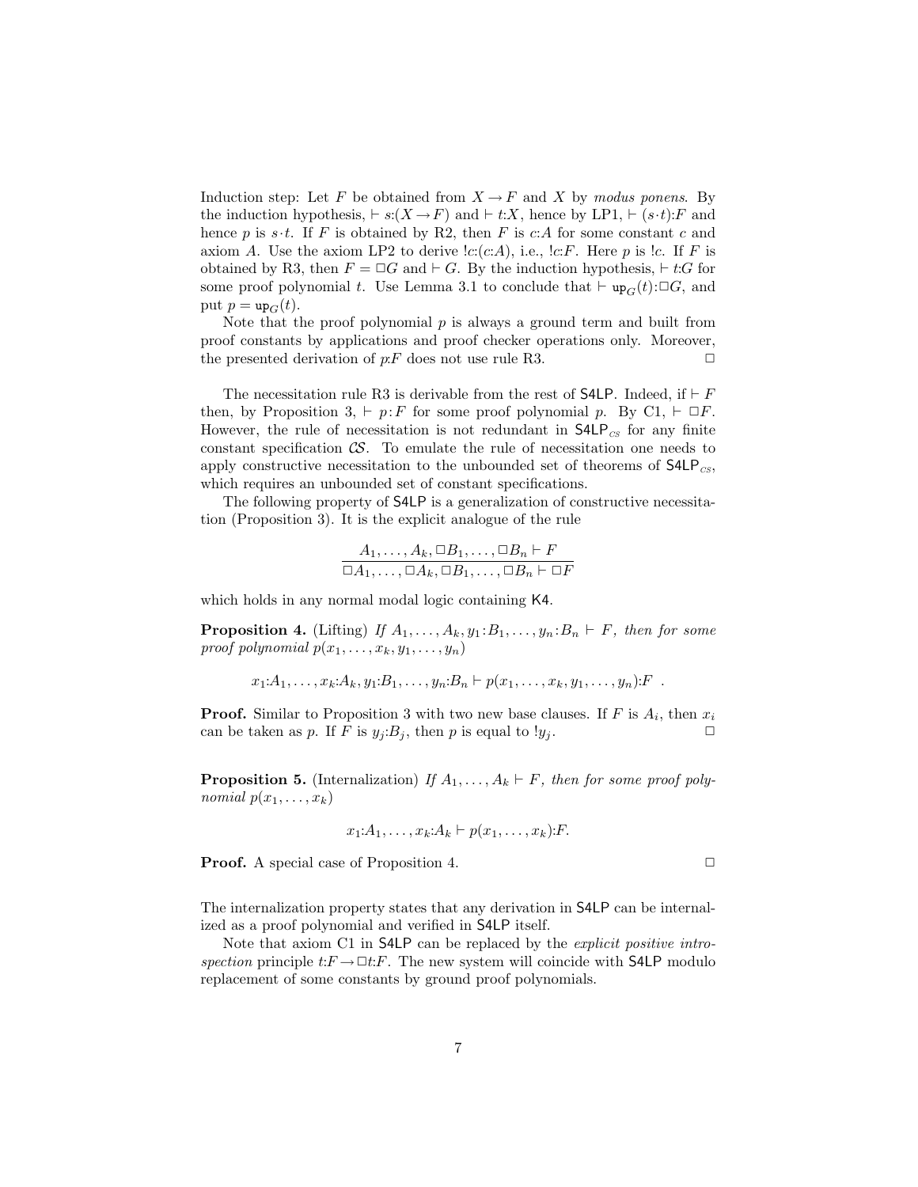Induction step: Let $F$ be obtained from $X \to F$ and $X$ by *modus ponens*. By the induction hypothesis, $\vdash s{:}(X \to F)$ and $\vdash t{:}X$, hence by LP1, $\vdash (s\cdot t){:}F$ and hence $p$ is $s\cdot t$. If $F$ is obtained by R2, then $F$ is $c{:}A$ for some constant $c$ and axiom $A$. Use the axiom LP2 to derive $!c{:}(c{:}A)$, i.e., $!c{:}F$. Here $p$ is $!c$. If $F$ is obtained by R3, then $F = \Box G$ and $\vdash G$. By the induction hypothesis, $\vdash t{:}G$ for some proof polynomial $t$. Use Lemma 3.1 to conclude that $\vdash \mathtt{up}_G(t){:}\Box G$, and put $p = \mathtt{up}_G(t)$.

Note that the proof polynomial $p$ is always a ground term and built from proof constants by applications and proof checker operations only. Moreover, the presented derivation of $p{:}F$ does not use rule R3. $\Box$

The necessitation rule R3 is derivable from the rest of S4LP. Indeed, if $\vdash F$ then, by Proposition 3, $\vdash p{:}F$ for some proof polynomial $p$. By C1, $\vdash \Box F$. However, the rule of necessitation is not redundant in $\mathsf{S4LP}_{\mathcal{CS}}$ for any finite constant specification $\mathcal{CS}$. To emulate the rule of necessitation one needs to apply constructive necessitation to the unbounded set of theorems of $\mathsf{S4LP}_{\mathcal{CS}}$, which requires an unbounded set of constant specifications.

The following property of S4LP is a generalization of constructive necessitation (Proposition 3). It is the explicit analogue of the rule

$$\frac{A_1, \ldots, A_k, \Box B_1, \ldots, \Box B_n \vdash F}{\Box A_1, \ldots, \Box A_k, \Box B_1, \ldots, \Box B_n \vdash \Box F}$$

which holds in any normal modal logic containing K4.

**Proposition 4.** (Lifting) *If $A_1, \ldots, A_k, y_1{:}B_1, \ldots, y_n{:}B_n \vdash F$, then for some proof polynomial $p(x_1, \ldots, x_k, y_1, \ldots, y_n)$*

$$x_1{:}A_1, \ldots, x_k{:}A_k, y_1{:}B_1, \ldots, y_n{:}B_n \vdash p(x_1, \ldots, x_k, y_1, \ldots, y_n){:}F \enspace .$$

**Proof.** Similar to Proposition 3 with two new base clauses. If $F$ is $A_i$, then $x_i$ can be taken as $p$. If $F$ is $y_j{:}B_j$, then $p$ is equal to $!y_j$. $\Box$

**Proposition 5.** (Internalization) *If $A_1, \ldots, A_k \vdash F$, then for some proof polynomial $p(x_1, \ldots, x_k)$*

$$x_1{:}A_1, \ldots, x_k{:}A_k \vdash p(x_1, \ldots, x_k){:}F.$$

**Proof.** A special case of Proposition 4. $\Box$

The internalization property states that any derivation in S4LP can be internalized as a proof polynomial and verified in S4LP itself.

Note that axiom C1 in S4LP can be replaced by the *explicit positive introspection* principle $t{:}F \to \Box t{:}F$. The new system will coincide with S4LP modulo replacement of some constants by ground proof polynomials.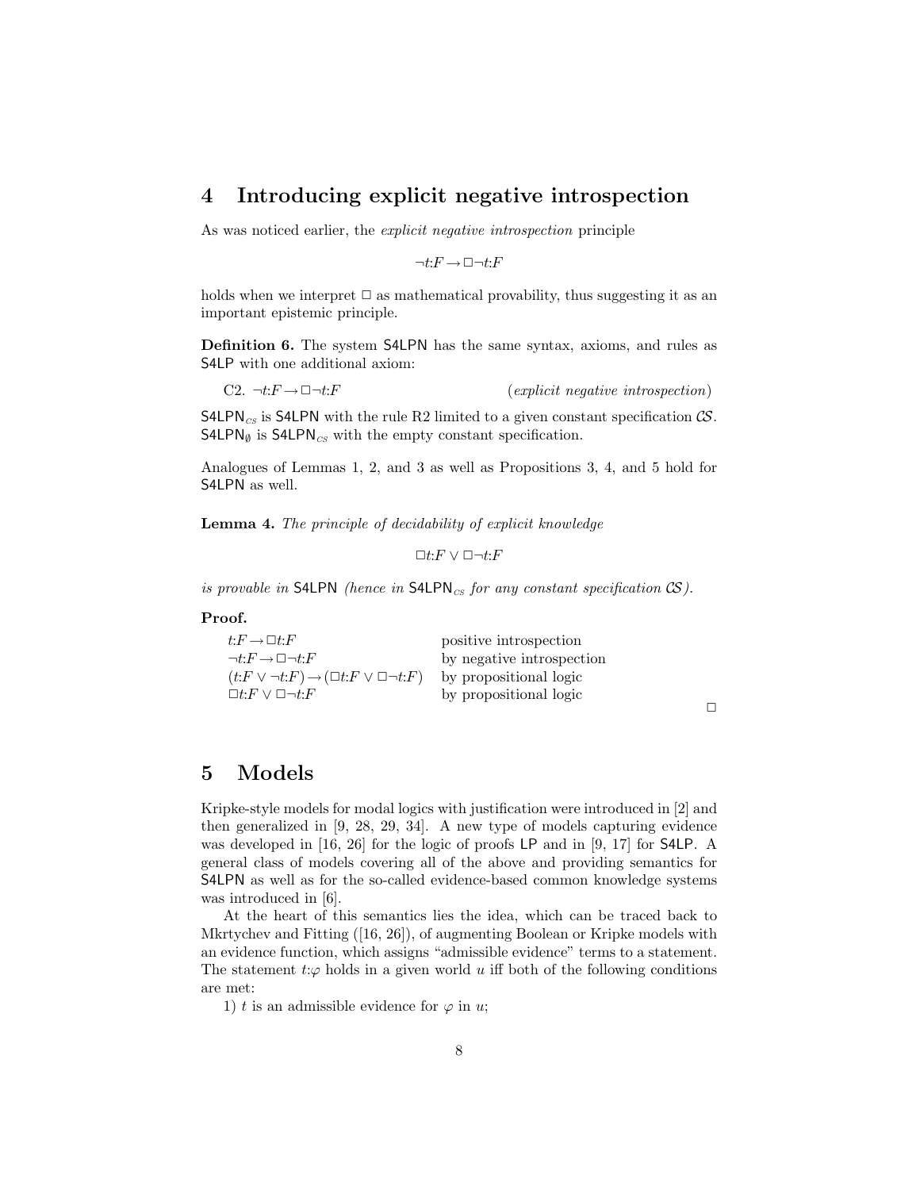## 4 Introducing explicit negative introspection

As was noticed earlier, the *explicit negative introspection* principle

$$\neg t{:}F \rightarrow \Box\neg t{:}F$$

holds when we interpret $\Box$ as mathematical provability, thus suggesting it as an important epistemic principle.

**Definition 6.** The system S4LPN has the same syntax, axioms, and rules as S4LP with one additional axiom:

C2. $\neg t{:}F \rightarrow \Box\neg t{:}F$ (*explicit negative introspection*)

$\mathsf{S4LPN}_{\mathcal{CS}}$ is S4LPN with the rule R2 limited to a given constant specification $\mathcal{CS}$. $\mathsf{S4LPN}_{\emptyset}$ is $\mathsf{S4LPN}_{\mathcal{CS}}$ with the empty constant specification.

Analogues of Lemmas 1, 2, and 3 as well as Propositions 3, 4, and 5 hold for S4LPN as well.

**Lemma 4.** *The principle of decidability of explicit knowledge*

$$\Box t{:}F \vee \Box\neg t{:}F$$

*is provable in* S4LPN *(hence in* $\mathsf{S4LPN}_{\mathcal{CS}}$ *for any constant specification* $\mathcal{CS}$*).*

**Proof.**

| | |
|---|---|
| $t{:}F \rightarrow \Box t{:}F$ | positive introspection |
| $\neg t{:}F \rightarrow \Box\neg t{:}F$ | by negative introspection |
| $(t{:}F \vee \neg t{:}F) \rightarrow (\Box t{:}F \vee \Box\neg t{:}F)$ | by propositional logic |
| $\Box t{:}F \vee \Box\neg t{:}F$ | by propositional logic |

$\Box$

## 5 Models

Kripke-style models for modal logics with justification were introduced in [2] and then generalized in [9, 28, 29, 34]. A new type of models capturing evidence was developed in [16, 26] for the logic of proofs LP and in [9, 17] for S4LP. A general class of models covering all of the above and providing semantics for S4LPN as well as for the so-called evidence-based common knowledge systems was introduced in [6].

At the heart of this semantics lies the idea, which can be traced back to Mkrtychev and Fitting ([16, 26]), of augmenting Boolean or Kripke models with an evidence function, which assigns "admissible evidence" terms to a statement. The statement $t{:}\varphi$ holds in a given world $u$ iff both of the following conditions are met:

1) $t$ is an admissible evidence for $\varphi$ in $u$;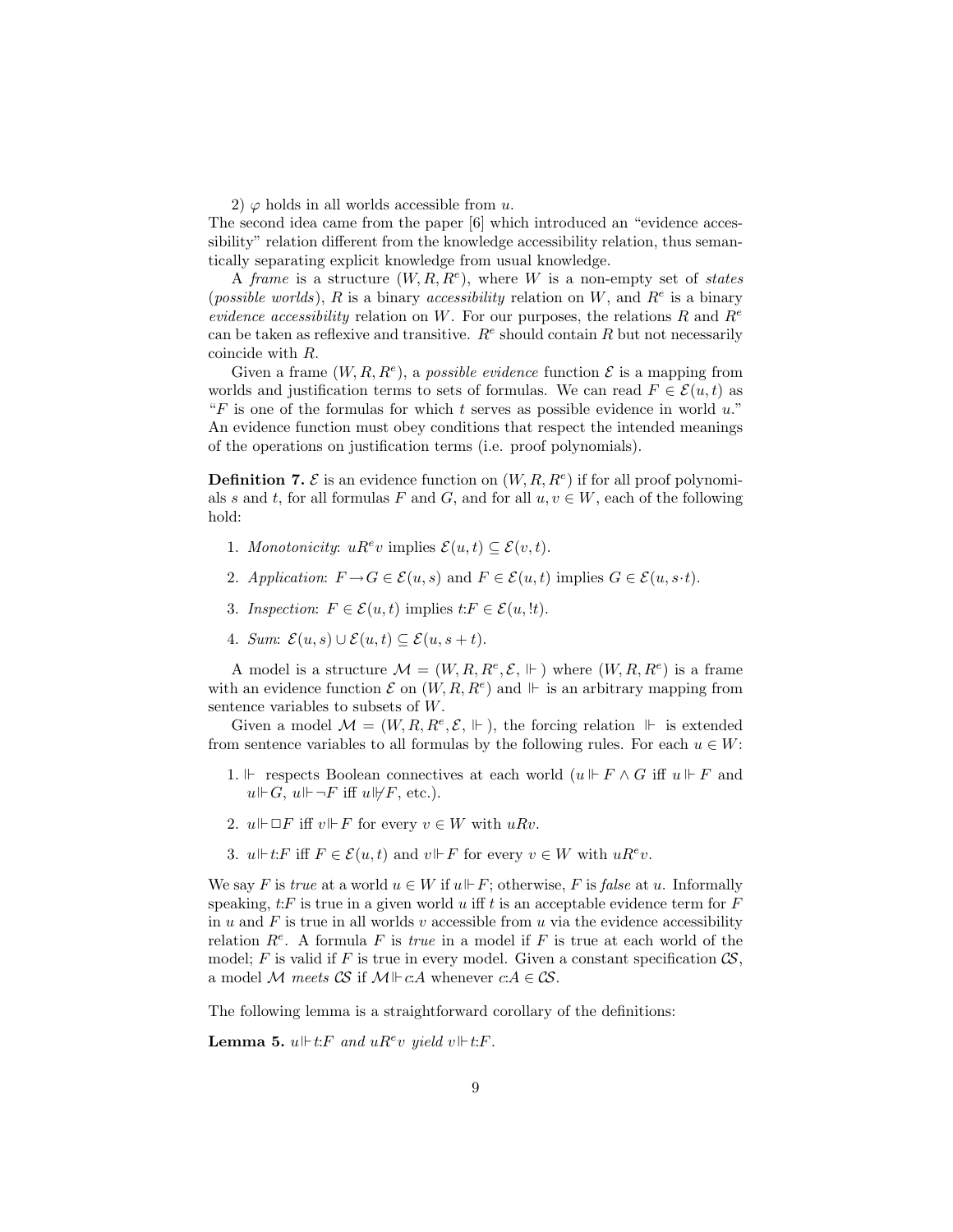2) $\varphi$ holds in all worlds accessible from $u$.
The second idea came from the paper [6] which introduced an "evidence accessibility" relation different from the knowledge accessibility relation, thus semantically separating explicit knowledge from usual knowledge.

A *frame* is a structure $(W, R, R^e)$, where $W$ is a non-empty set of *states* (*possible worlds*), $R$ is a binary *accessibility* relation on $W$, and $R^e$ is a binary *evidence accessibility* relation on $W$. For our purposes, the relations $R$ and $R^e$ can be taken as reflexive and transitive. $R^e$ should contain $R$ but not necessarily coincide with $R$.

Given a frame $(W, R, R^e)$, a *possible evidence* function $\mathcal{E}$ is a mapping from worlds and justification terms to sets of formulas. We can read $F \in \mathcal{E}(u, t)$ as "$F$ is one of the formulas for which $t$ serves as possible evidence in world $u$." An evidence function must obey conditions that respect the intended meanings of the operations on justification terms (i.e. proof polynomials).

**Definition 7.** $\mathcal{E}$ is an evidence function on $(W, R, R^e)$ if for all proof polynomials $s$ and $t$, for all formulas $F$ and $G$, and for all $u, v \in W$, each of the following hold:

1. *Monotonicity*: $uR^e v$ implies $\mathcal{E}(u, t) \subseteq \mathcal{E}(v, t)$.
2. *Application*: $F \rightarrow G \in \mathcal{E}(u, s)$ and $F \in \mathcal{E}(u, t)$ implies $G \in \mathcal{E}(u, s \cdot t)$.
3. *Inspection*: $F \in \mathcal{E}(u, t)$ implies $t{:}F \in \mathcal{E}(u, !t)$.
4. *Sum*: $\mathcal{E}(u, s) \cup \mathcal{E}(u, t) \subseteq \mathcal{E}(u, s + t)$.

A model is a structure $\mathcal{M} = (W, R, R^e, \mathcal{E}, \Vdash)$ where $(W, R, R^e)$ is a frame with an evidence function $\mathcal{E}$ on $(W, R, R^e)$ and $\Vdash$ is an arbitrary mapping from sentence variables to subsets of $W$.

Given a model $\mathcal{M} = (W, R, R^e, \mathcal{E}, \Vdash)$, the forcing relation $\Vdash$ is extended from sentence variables to all formulas by the following rules. For each $u \in W$:

1. $\Vdash$ respects Boolean connectives at each world ($u \Vdash F \wedge G$ iff $u \Vdash F$ and $u \Vdash G$, $u \Vdash \neg F$ iff $u \not\Vdash F$, etc.).
2. $u \Vdash \Box F$ iff $v \Vdash F$ for every $v \in W$ with $uRv$.
3. $u \Vdash t{:}F$ iff $F \in \mathcal{E}(u, t)$ and $v \Vdash F$ for every $v \in W$ with $uR^e v$.

We say $F$ is *true* at a world $u \in W$ if $u \Vdash F$; otherwise, $F$ is *false* at $u$. Informally speaking, $t{:}F$ is true in a given world $u$ iff $t$ is an acceptable evidence term for $F$ in $u$ and $F$ is true in all worlds $v$ accessible from $u$ via the evidence accessibility relation $R^e$. A formula $F$ is *true* in a model if $F$ is true at each world of the model; $F$ is valid if $F$ is true in every model. Given a constant specification $\mathcal{CS}$, a model $\mathcal{M}$ *meets* $\mathcal{CS}$ if $\mathcal{M} \Vdash c{:}A$ whenever $c{:}A \in \mathcal{CS}$.

The following lemma is a straightforward corollary of the definitions:

**Lemma 5.** *$u \Vdash t{:}F$ and $uR^e v$ yield $v \Vdash t{:}F$.*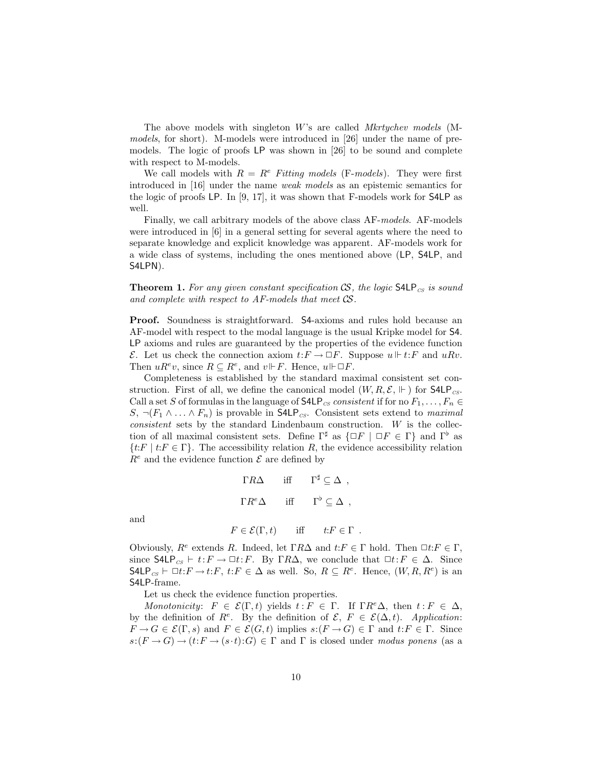The above models with singleton $W$'s are called *Mkrtychev models* (M-*models*, for short). M-models were introduced in [26] under the name of pre-models. The logic of proofs LP was shown in [26] to be sound and complete with respect to M-models.

We call models with $R = R^e$ *Fitting models* (F-*models*). They were first introduced in [16] under the name *weak models* as an epistemic semantics for the logic of proofs LP. In [9, 17], it was shown that F-models work for S4LP as well.

Finally, we call arbitrary models of the above class AF-*models*. AF-models were introduced in [6] in a general setting for several agents where the need to separate knowledge and explicit knowledge was apparent. AF-models work for a wide class of systems, including the ones mentioned above (LP, S4LP, and S4LPN).

**Theorem 1.** *For any given constant specification $\mathcal{CS}$, the logic $\mathsf{S4LP}_{\mathcal{CS}}$ is sound and complete with respect to AF-models that meet $\mathcal{CS}$.*

**Proof.** Soundness is straightforward. S4-axioms and rules hold because an AF-model with respect to the modal language is the usual Kripke model for S4. LP axioms and rules are guaranteed by the properties of the evidence function $\mathcal{E}$. Let us check the connection axiom $t{:}F \rightarrow \Box F$. Suppose $u \Vdash t{:}F$ and $uRv$. Then $uR^e v$, since $R \subseteq R^e$, and $v \Vdash F$. Hence, $u \Vdash \Box F$.

Completeness is established by the standard maximal consistent set construction. First of all, we define the canonical model $(W, R, \mathcal{E}, \Vdash)$ for $\mathsf{S4LP}_{\mathcal{CS}}$. Call a set $S$ of formulas in the language of $\mathsf{S4LP}_{\mathcal{CS}}$ *consistent* if for no $F_1, \ldots, F_n \in S$, $\neg(F_1 \wedge \ldots \wedge F_n)$ is provable in $\mathsf{S4LP}_{\mathcal{CS}}$. Consistent sets extend to *maximal consistent* sets by the standard Lindenbaum construction. $W$ is the collection of all maximal consistent sets. Define $\Gamma^\sharp$ as $\{\Box F \mid \Box F \in \Gamma\}$ and $\Gamma^\flat$ as $\{t{:}F \mid t{:}F \in \Gamma\}$. The accessibility relation $R$, the evidence accessibility relation $R^e$ and the evidence function $\mathcal{E}$ are defined by

$$\Gamma R \Delta \qquad \text{iff} \qquad \Gamma^\sharp \subseteq \Delta \ ,$$

$$\Gamma R^e \Delta \qquad \text{iff} \qquad \Gamma^\flat \subseteq \Delta \ ,$$

and

$$F \in \mathcal{E}(\Gamma, t) \qquad \text{iff} \qquad t{:}F \in \Gamma \ .$$

Obviously, $R^e$ extends $R$. Indeed, let $\Gamma R \Delta$ and $t{:}F \in \Gamma$ hold. Then $\Box t{:}F \in \Gamma$, since $\mathsf{S4LP}_{\mathcal{CS}} \vdash t{:}F \rightarrow \Box t{:}F$. By $\Gamma R \Delta$, we conclude that $\Box t{:}F \in \Delta$. Since $\mathsf{S4LP}_{\mathcal{CS}} \vdash \Box t{:}F \rightarrow t{:}F$, $t{:}F \in \Delta$ as well. So, $R \subseteq R^e$. Hence, $(W, R, R^e)$ is an S4LP-frame.

Let us check the evidence function properties.

*Monotonicity*: $F \in \mathcal{E}(\Gamma, t)$ yields $t : F \in \Gamma$. If $\Gamma R^e \Delta$, then $t : F \in \Delta$, by the definition of $R^e$. By the definition of $\mathcal{E}$, $F \in \mathcal{E}(\Delta, t)$. *Application*: $F \rightarrow G \in \mathcal{E}(\Gamma, s)$ and $F \in \mathcal{E}(G, t)$ implies $s{:}(F \rightarrow G) \in \Gamma$ and $t{:}F \in \Gamma$. Since $s{:}(F \rightarrow G) \rightarrow (t{:}F \rightarrow (s \cdot t){:}G) \in \Gamma$ and $\Gamma$ is closed under *modus ponens* (as a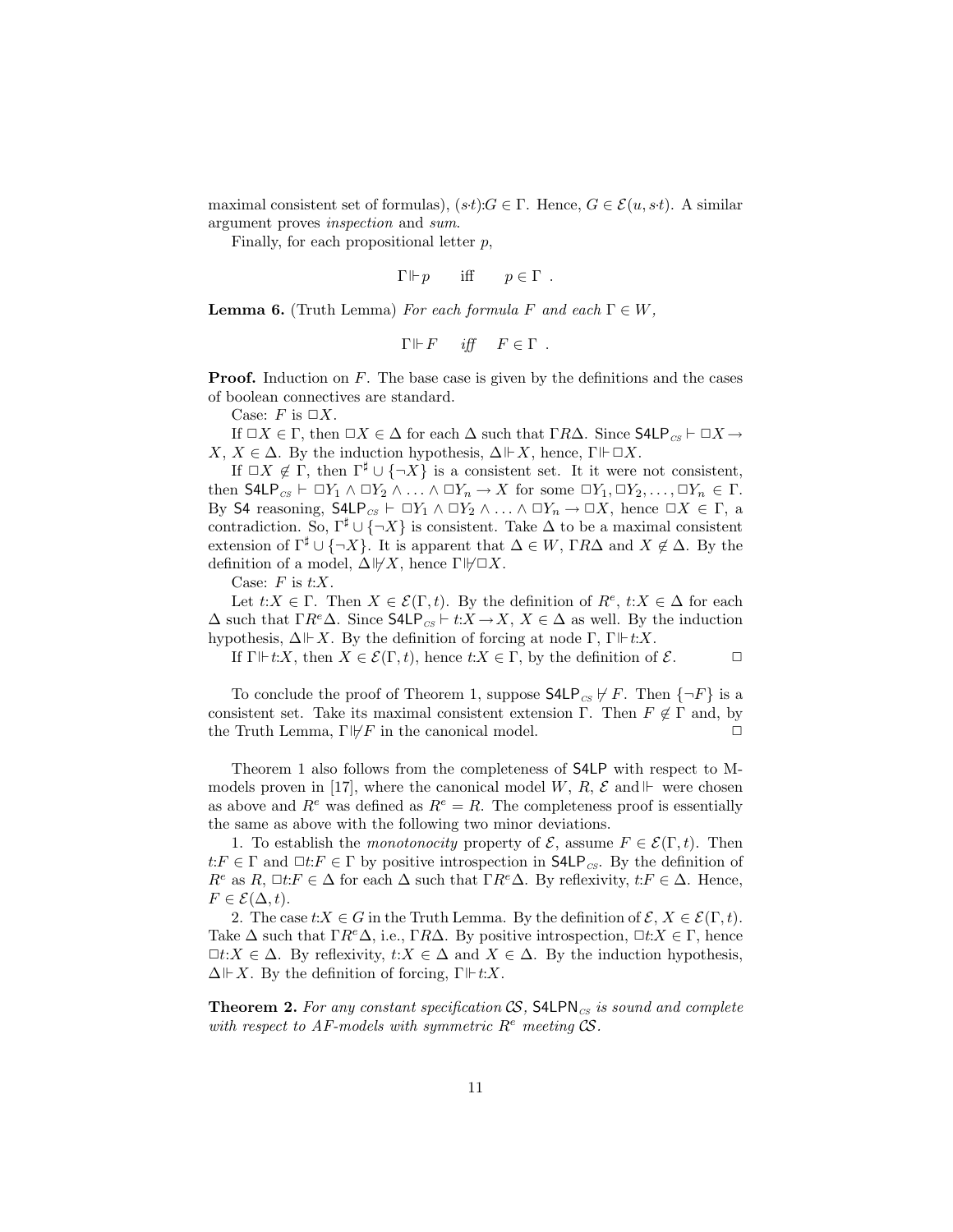maximal consistent set of formulas), $(s{\cdot}t){:}G \in \Gamma$. Hence, $G \in \mathcal{E}(u, s{\cdot}t)$. A similar argument proves *inspection* and *sum*.

Finally, for each propositional letter $p$,

$$\Gamma \Vdash p \qquad \text{iff} \qquad p \in \Gamma \ .$$

**Lemma 6.** (Truth Lemma) *For each formula $F$ and each $\Gamma \in W$,*

$$\Gamma \Vdash F \qquad \textit{iff} \qquad F \in \Gamma \ .$$

**Proof.** Induction on $F$. The base case is given by the definitions and the cases of boolean connectives are standard.

Case: $F$ is $\Box X$.

If $\Box X \in \Gamma$, then $\Box X \in \Delta$ for each $\Delta$ such that $\Gamma R \Delta$. Since $\mathsf{S4LP}_{\mathcal{CS}} \vdash \Box X \to X$, $X \in \Delta$. By the induction hypothesis, $\Delta \Vdash X$, hence, $\Gamma \Vdash \Box X$.

If $\Box X \notin \Gamma$, then $\Gamma^\sharp \cup \{\neg X\}$ is a consistent set. It it were not consistent, then $\mathsf{S4LP}_{\mathcal{CS}} \vdash \Box Y_1 \wedge \Box Y_2 \wedge \ldots \wedge \Box Y_n \to X$ for some $\Box Y_1, \Box Y_2, \ldots, \Box Y_n \in \Gamma$. By $\mathsf{S4}$ reasoning, $\mathsf{S4LP}_{\mathcal{CS}} \vdash \Box Y_1 \wedge \Box Y_2 \wedge \ldots \wedge \Box Y_n \to \Box X$, hence $\Box X \in \Gamma$, a contradiction. So, $\Gamma^\sharp \cup \{\neg X\}$ is consistent. Take $\Delta$ to be a maximal consistent extension of $\Gamma^\sharp \cup \{\neg X\}$. It is apparent that $\Delta \in W$, $\Gamma R \Delta$ and $X \notin \Delta$. By the definition of a model, $\Delta \not\Vdash X$, hence $\Gamma \not\Vdash \Box X$.

Case: $F$ is $t{:}X$.

Let $t{:}X \in \Gamma$. Then $X \in \mathcal{E}(\Gamma, t)$. By the definition of $R^e$, $t{:}X \in \Delta$ for each $\Delta$ such that $\Gamma R^e \Delta$. Since $\mathsf{S4LP}_{\mathcal{CS}} \vdash t{:}X \to X$, $X \in \Delta$ as well. By the induction hypothesis, $\Delta \Vdash X$. By the definition of forcing at node $\Gamma$, $\Gamma \Vdash t{:}X$.

If $\Gamma \Vdash t{:}X$, then $X \in \mathcal{E}(\Gamma, t)$, hence $t{:}X \in \Gamma$, by the definition of $\mathcal{E}$. $\Box$

To conclude the proof of Theorem 1, suppose $\mathsf{S4LP}_{\mathcal{CS}} \not\vdash F$. Then $\{\neg F\}$ is a consistent set. Take its maximal consistent extension $\Gamma$. Then $F \notin \Gamma$ and, by the Truth Lemma, $\Gamma \not\Vdash F$ in the canonical model. $\Box$

Theorem 1 also follows from the completeness of $\mathsf{S4LP}$ with respect to M-models proven in [17], where the canonical model $W$, $R$, $\mathcal{E}$ and $\Vdash$ were chosen as above and $R^e$ was defined as $R^e = R$. The completeness proof is essentially the same as above with the following two minor deviations.

1. To establish the *monotonocity* property of $\mathcal{E}$, assume $F \in \mathcal{E}(\Gamma, t)$. Then $t{:}F \in \Gamma$ and $\Box t{:}F \in \Gamma$ by positive introspection in $\mathsf{S4LP}_{\mathcal{CS}}$. By the definition of $R^e$ as $R$, $\Box t{:}F \in \Delta$ for each $\Delta$ such that $\Gamma R^e \Delta$. By reflexivity, $t{:}F \in \Delta$. Hence, $F \in \mathcal{E}(\Delta, t)$.

2. The case $t{:}X \in G$ in the Truth Lemma. By the definition of $\mathcal{E}$, $X \in \mathcal{E}(\Gamma, t)$. Take $\Delta$ such that $\Gamma R^e \Delta$, i.e., $\Gamma R \Delta$. By positive introspection, $\Box t{:}X \in \Gamma$, hence $\Box t{:}X \in \Delta$. By reflexivity, $t{:}X \in \Delta$ and $X \in \Delta$. By the induction hypothesis, $\Delta \Vdash X$. By the definition of forcing, $\Gamma \Vdash t{:}X$.

**Theorem 2.** *For any constant specification $\mathcal{CS}$, $\mathsf{S4LPN}_{\mathcal{CS}}$ is sound and complete with respect to AF-models with symmetric $R^e$ meeting $\mathcal{CS}$.*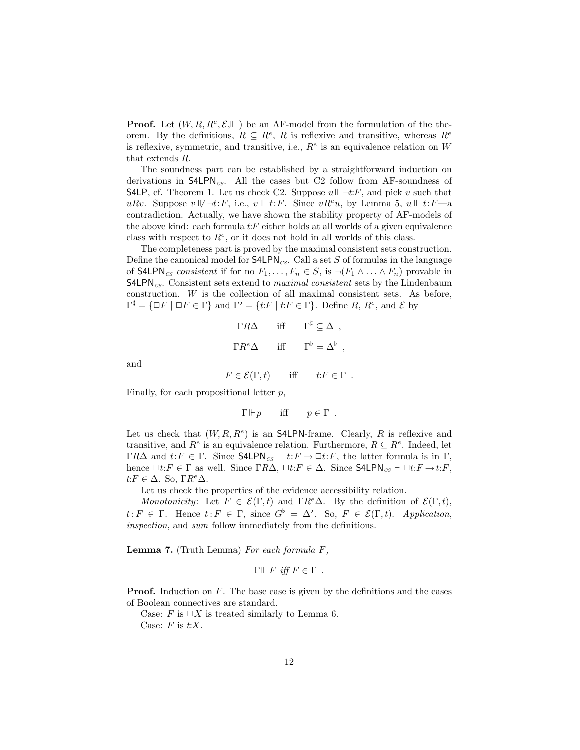**Proof.** Let $(W, R, R^e, \mathcal{E}, \Vdash)$ be an AF-model from the formulation of the theorem. By the definitions, $R \subseteq R^e$, $R$ is reflexive and transitive, whereas $R^e$ is reflexive, symmetric, and transitive, i.e., $R^e$ is an equivalence relation on $W$ that extends $R$.

The soundness part can be established by a straightforward induction on derivations in $\mathsf{S4LPN}_{CS}$. All the cases but C2 follow from AF-soundness of $\mathsf{S4LP}$, cf. Theorem 1. Let us check C2. Suppose $u \Vdash \neg t{:}F$, and pick $v$ such that $uRv$. Suppose $v \not\Vdash \neg t{:}F$, i.e., $v \Vdash t{:}F$. Since $vR^e u$, by Lemma 5, $u \Vdash t{:}F$—a contradiction. Actually, we have shown the stability property of AF-models of the above kind: each formula $t{:}F$ either holds at all worlds of a given equivalence class with respect to $R^e$, or it does not hold in all worlds of this class.

The completeness part is proved by the maximal consistent sets construction. Define the canonical model for $\mathsf{S4LPN}_{CS}$. Call a set $S$ of formulas in the language of $\mathsf{S4LPN}_{CS}$ *consistent* if for no $F_1, \ldots, F_n \in S$, is $\neg(F_1 \wedge \ldots \wedge F_n)$ provable in $\mathsf{S4LPN}_{CS}$. Consistent sets extend to *maximal consistent* sets by the Lindenbaum construction. $W$ is the collection of all maximal consistent sets. As before, $\Gamma^\sharp = \{\Box F \mid \Box F \in \Gamma\}$ and $\Gamma^\flat = \{t{:}F \mid t{:}F \in \Gamma\}$. Define $R$, $R^e$, and $\mathcal{E}$ by

$$\Gamma R \Delta \qquad \text{iff} \qquad \Gamma^\sharp \subseteq \Delta \ ,$$

$$\Gamma R^e \Delta \qquad \text{iff} \qquad \Gamma^\flat = \Delta^\flat \ ,$$

and

$$F \in \mathcal{E}(\Gamma, t) \qquad \text{iff} \qquad t{:}F \in \Gamma \ .$$

Finally, for each propositional letter $p$,

$$\Gamma \Vdash p \qquad \text{iff} \qquad p \in \Gamma \ .$$

Let us check that $(W, R, R^e)$ is an $\mathsf{S4LPN}$-frame. Clearly, $R$ is reflexive and transitive, and $R^e$ is an equivalence relation. Furthermore, $R \subseteq R^e$. Indeed, let $\Gamma R \Delta$ and $t{:}F \in \Gamma$. Since $\mathsf{S4LPN}_{CS} \vdash t{:}F \to \Box t{:}F$, the latter formula is in $\Gamma$, hence $\Box t{:}F \in \Gamma$ as well. Since $\Gamma R \Delta$, $\Box t{:}F \in \Delta$. Since $\mathsf{S4LPN}_{CS} \vdash \Box t{:}F \to t{:}F$, $t{:}F \in \Delta$. So, $\Gamma R^e \Delta$.

Let us check the properties of the evidence accessibility relation.

*Monotonicity*: Let $F \in \mathcal{E}(\Gamma, t)$ and $\Gamma R^e \Delta$. By the definition of $\mathcal{E}(\Gamma, t)$, $t{:}F \in \Gamma$. Hence $t{:}F \in \Gamma$, since $G^\flat = \Delta^\flat$. So, $F \in \mathcal{E}(\Gamma, t)$. *Application*, *inspection*, and *sum* follow immediately from the definitions.

**Lemma 7.** (Truth Lemma) *For each formula $F$,*

$$\Gamma \Vdash F \textit{ iff } F \in \Gamma \ .$$

**Proof.** Induction on $F$. The base case is given by the definitions and the cases of Boolean connectives are standard.

Case: $F$ is $\Box X$ is treated similarly to Lemma 6.

Case: $F$ is $t{:}X$.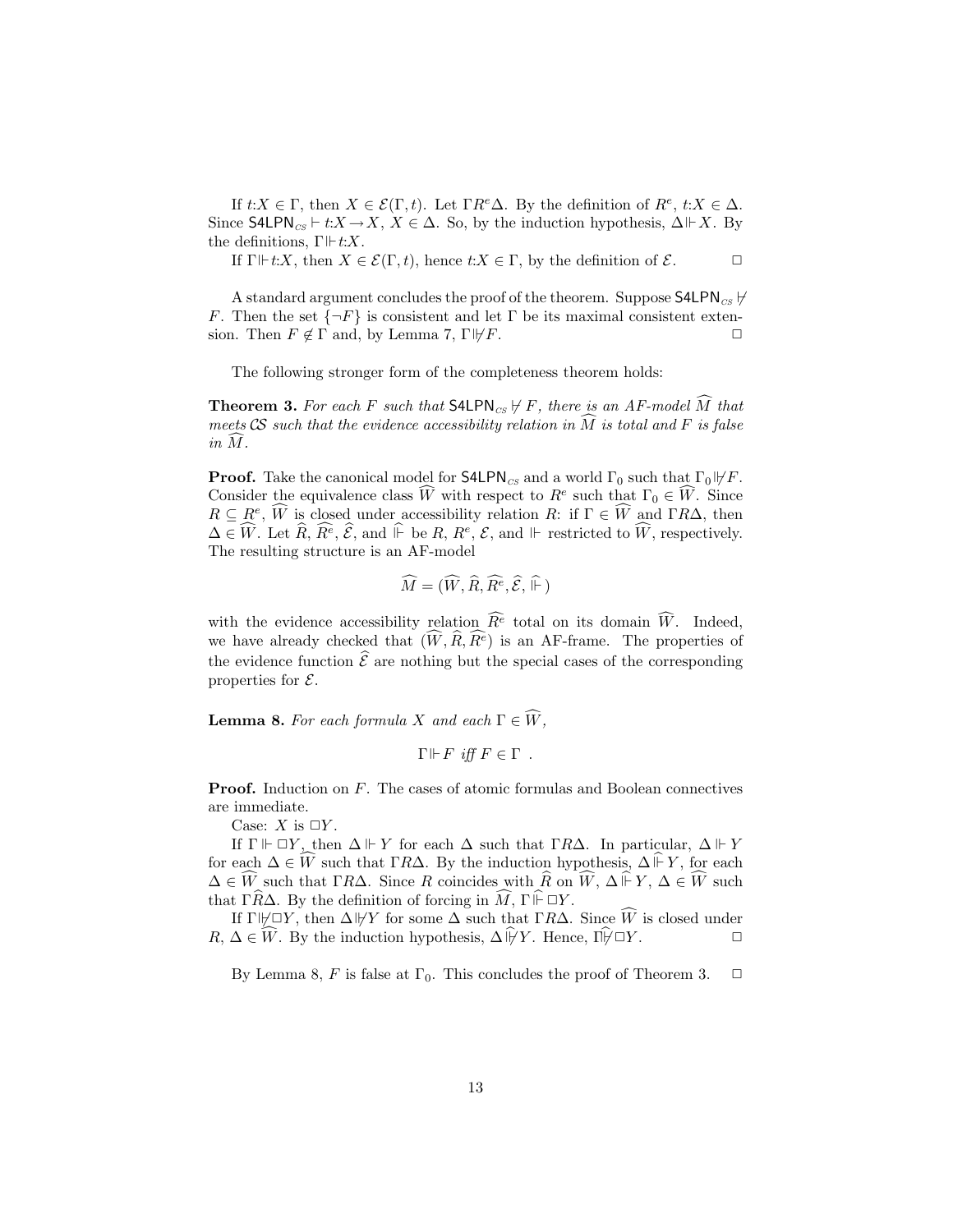If $t{:}X \in \Gamma$, then $X \in \mathcal{E}(\Gamma, t)$. Let $\Gamma R^e \Delta$. By the definition of $R^e$, $t{:}X \in \Delta$. Since $\mathsf{S4LPN}_{\mathcal{CS}} \vdash t{:}X \rightarrow X$, $X \in \Delta$. So, by the induction hypothesis, $\Delta \Vdash X$. By the definitions, $\Gamma \Vdash t{:}X$.

If $\Gamma \Vdash t{:}X$, then $X \in \mathcal{E}(\Gamma, t)$, hence $t{:}X \in \Gamma$, by the definition of $\mathcal{E}$. $\quad\Box$

A standard argument concludes the proof of the theorem. Suppose $\mathsf{S4LPN}_{\mathcal{CS}} \nvdash F$. Then the set $\{\neg F\}$ is consistent and let $\Gamma$ be its maximal consistent extension. Then $F \notin \Gamma$ and, by Lemma 7, $\Gamma \nVdash F$. $\quad\Box$

The following stronger form of the completeness theorem holds:

**Theorem 3.** *For each $F$ such that $\mathsf{S4LPN}_{\mathcal{CS}} \nvdash F$, there is an AF-model $\widehat{M}$ that meets $\mathcal{CS}$ such that the evidence accessibility relation in $\widehat{M}$ is total and $F$ is false in $\widehat{M}$.*

**Proof.** Take the canonical model for $\mathsf{S4LPN}_{\mathcal{CS}}$ and a world $\Gamma_0$ such that $\Gamma_0 \nVdash F$. Consider the equivalence class $\widehat{W}$ with respect to $R^e$ such that $\Gamma_0 \in \widehat{W}$. Since $R \subseteq R^e$, $\widehat{W}$ is closed under accessibility relation $R$: if $\Gamma \in \widehat{W}$ and $\Gamma R \Delta$, then $\Delta \in \widehat{W}$. Let $\widehat{R}$, $\widehat{R^e}$, $\widehat{\mathcal{E}}$, and $\widehat{\Vdash}$ be $R$, $R^e$, $\mathcal{E}$, and $\Vdash$ restricted to $\widehat{W}$, respectively. The resulting structure is an AF-model

$$\widehat{M} = (\widehat{W}, \widehat{R}, \widehat{R^e}, \widehat{\mathcal{E}}, \widehat{\Vdash})$$

with the evidence accessibility relation $\widehat{R^e}$ total on its domain $\widehat{W}$. Indeed, we have already checked that $(\widehat{W}, \widehat{R}, \widehat{R^e})$ is an AF-frame. The properties of the evidence function $\widehat{\mathcal{E}}$ are nothing but the special cases of the corresponding properties for $\mathcal{E}$.

**Lemma 8.** *For each formula $X$ and each $\Gamma \in \widehat{W}$,*

$$\Gamma \Vdash F \textit{ iff } F \in \Gamma \ .$$

**Proof.** Induction on $F$. The cases of atomic formulas and Boolean connectives are immediate.

Case: $X$ is $\Box Y$.

If $\Gamma \Vdash \Box Y$, then $\Delta \Vdash Y$ for each $\Delta$ such that $\Gamma R \Delta$. In particular, $\Delta \Vdash Y$ for each $\Delta \in \widehat{W}$ such that $\Gamma R \Delta$. By the induction hypothesis, $\Delta \mathrel{\widehat{\Vdash}} Y$, for each $\Delta \in \widehat{W}$ such that $\Gamma R \Delta$. Since $R$ coincides with $\widehat{R}$ on $\widehat{W}$, $\Delta \mathrel{\widehat{\Vdash}} Y$, $\Delta \in \widehat{W}$ such that $\Gamma \widehat{R} \Delta$. By the definition of forcing in $\widehat{M}$, $\Gamma \mathrel{\widehat{\Vdash}} \Box Y$.

If $\Gamma \nVdash \Box Y$, then $\Delta \nVdash Y$ for some $\Delta$ such that $\Gamma R \Delta$. Since $\widehat{W}$ is closed under $R$, $\Delta \in \widehat{W}$. By the induction hypothesis, $\Delta \mathrel{\widehat{\nVdash}} Y$. Hence, $\Gamma \mathrel{\widehat{\nVdash}} \Box Y$. $\quad\Box$

By Lemma 8, $F$ is false at $\Gamma_0$. This concludes the proof of Theorem 3. $\quad\Box$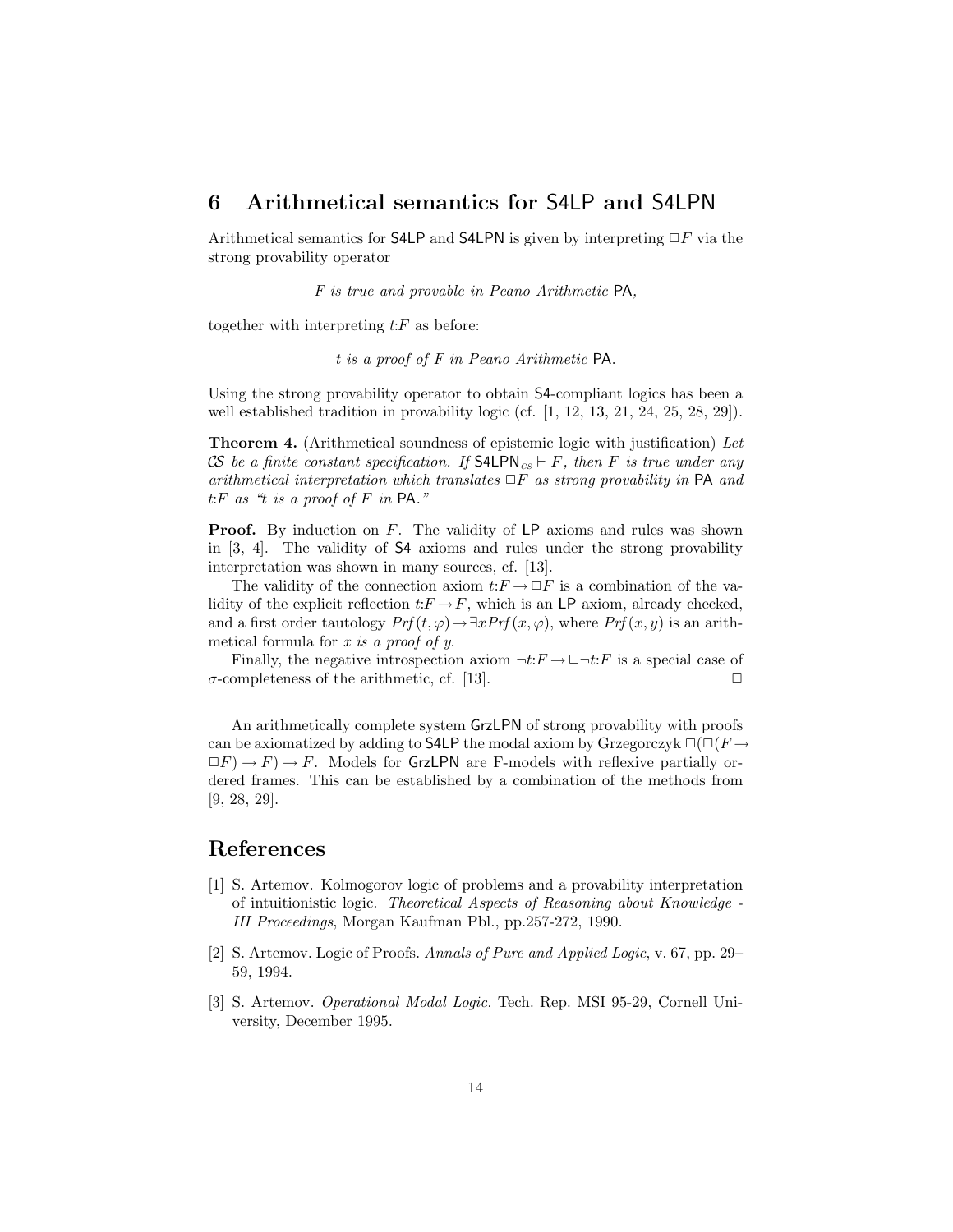## 6 Arithmetical semantics for S4LP and S4LPN

Arithmetical semantics for S4LP and S4LPN is given by interpreting $\Box F$ via the strong provability operator

*F is true and provable in Peano Arithmetic* PA*,*

together with interpreting $t{:}F$ as before:

*t is a proof of F in Peano Arithmetic* PA*.*

Using the strong provability operator to obtain S4-compliant logics has been a well established tradition in provability logic (cf. [1, 12, 13, 21, 24, 25, 28, 29]).

**Theorem 4.** (Arithmetical soundness of epistemic logic with justification) *Let $\mathcal{CS}$ be a finite constant specification. If $\mathsf{S4LPN}_{\mathcal{CS}} \vdash F$, then $F$ is true under any arithmetical interpretation which translates $\Box F$ as strong provability in* PA *and $t{:}F$ as "t is a proof of F in* PA*."*

**Proof.** By induction on $F$. The validity of LP axioms and rules was shown in [3, 4]. The validity of S4 axioms and rules under the strong provability interpretation was shown in many sources, cf. [13].

The validity of the connection axiom $t{:}F \to \Box F$ is a combination of the validity of the explicit reflection $t{:}F \to F$, which is an LP axiom, already checked, and a first order tautology $Prf(t, \varphi) \to \exists x Prf(x, \varphi)$, where $Prf(x, y)$ is an arithmetical formula for *x is a proof of y*.

Finally, the negative introspection axiom $\neg t{:}F \to \Box\neg t{:}F$ is a special case of $\sigma$-completeness of the arithmetic, cf. [13]. $\Box$

An arithmetically complete system GrzLPN of strong provability with proofs can be axiomatized by adding to S4LP the modal axiom by Grzegorczyk $\Box(\Box(F \to \Box F) \to F) \to F$. Models for GrzLPN are F-models with reflexive partially ordered frames. This can be established by a combination of the methods from [9, 28, 29].

## References

[1] S. Artemov. Kolmogorov logic of problems and a provability interpretation of intuitionistic logic. *Theoretical Aspects of Reasoning about Knowledge - III Proceedings*, Morgan Kaufman Pbl., pp.257-272, 1990.

[2] S. Artemov. Logic of Proofs. *Annals of Pure and Applied Logic*, v. 67, pp. 29–59, 1994.

[3] S. Artemov. *Operational Modal Logic.* Tech. Rep. MSI 95-29, Cornell University, December 1995.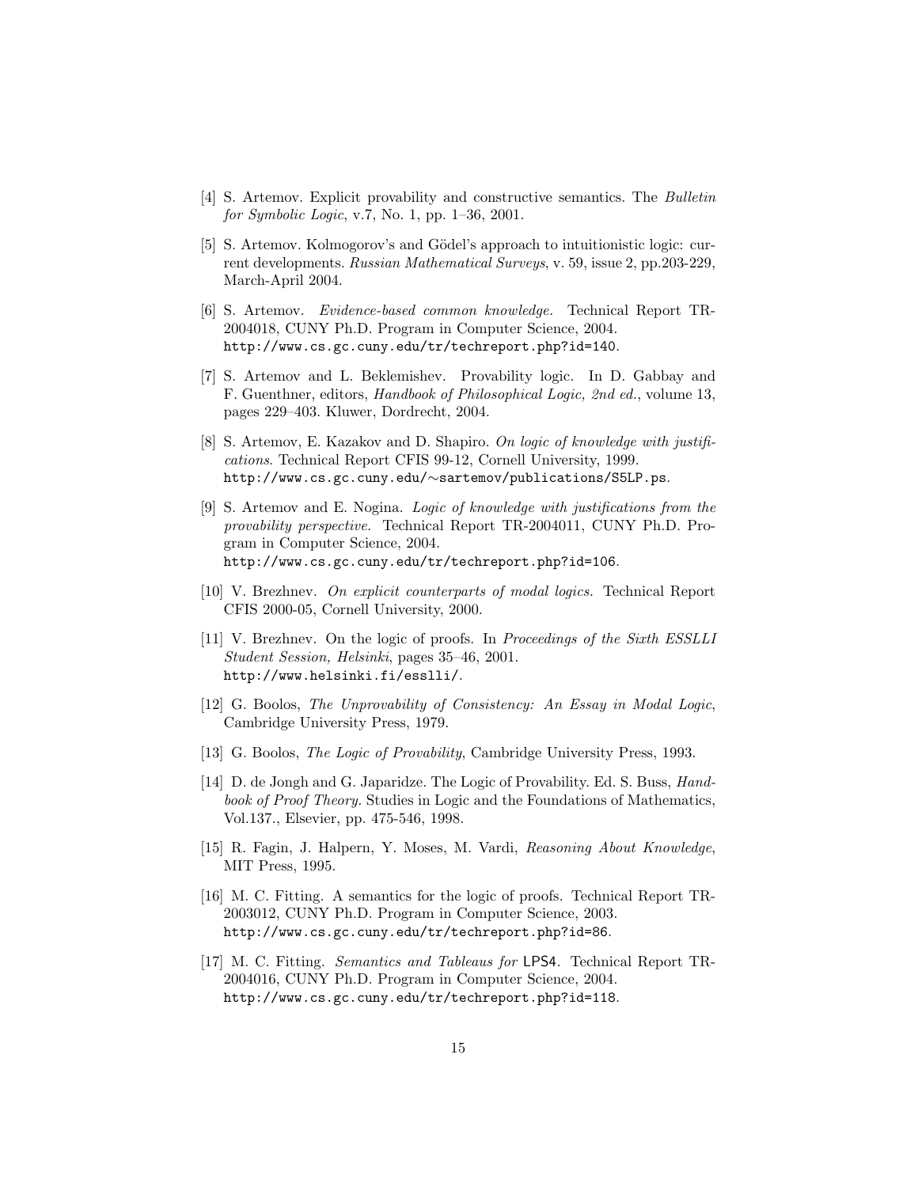[4] S. Artemov. Explicit provability and constructive semantics. The *Bulletin for Symbolic Logic*, v.7, No. 1, pp. 1–36, 2001.

[5] S. Artemov. Kolmogorov's and Gödel's approach to intuitionistic logic: current developments. *Russian Mathematical Surveys*, v. 59, issue 2, pp.203-229, March-April 2004.

[6] S. Artemov. *Evidence-based common knowledge.* Technical Report TR-2004018, CUNY Ph.D. Program in Computer Science, 2004. http://www.cs.gc.cuny.edu/tr/techreport.php?id=140.

[7] S. Artemov and L. Beklemishev. Provability logic. In D. Gabbay and F. Guenthner, editors, *Handbook of Philosophical Logic, 2nd ed.*, volume 13, pages 229–403. Kluwer, Dordrecht, 2004.

[8] S. Artemov, E. Kazakov and D. Shapiro. *On logic of knowledge with justifications.* Technical Report CFIS 99-12, Cornell University, 1999. http://www.cs.gc.cuny.edu/∼sartemov/publications/S5LP.ps.

[9] S. Artemov and E. Nogina. *Logic of knowledge with justifications from the provability perspective.* Technical Report TR-2004011, CUNY Ph.D. Program in Computer Science, 2004. http://www.cs.gc.cuny.edu/tr/techreport.php?id=106.

[10] V. Brezhnev. *On explicit counterparts of modal logics.* Technical Report CFIS 2000-05, Cornell University, 2000.

[11] V. Brezhnev. On the logic of proofs. In *Proceedings of the Sixth ESSLLI Student Session, Helsinki*, pages 35–46, 2001. http://www.helsinki.fi/esslli/.

[12] G. Boolos, *The Unprovability of Consistency: An Essay in Modal Logic*, Cambridge University Press, 1979.

[13] G. Boolos, *The Logic of Provability*, Cambridge University Press, 1993.

[14] D. de Jongh and G. Japaridze. The Logic of Provability. Ed. S. Buss, *Handbook of Proof Theory.* Studies in Logic and the Foundations of Mathematics, Vol.137., Elsevier, pp. 475-546, 1998.

[15] R. Fagin, J. Halpern, Y. Moses, M. Vardi, *Reasoning About Knowledge*, MIT Press, 1995.

[16] M. C. Fitting. A semantics for the logic of proofs. Technical Report TR-2003012, CUNY Ph.D. Program in Computer Science, 2003. http://www.cs.gc.cuny.edu/tr/techreport.php?id=86.

[17] M. C. Fitting. *Semantics and Tableaus for* LPS4. Technical Report TR-2004016, CUNY Ph.D. Program in Computer Science, 2004. http://www.cs.gc.cuny.edu/tr/techreport.php?id=118.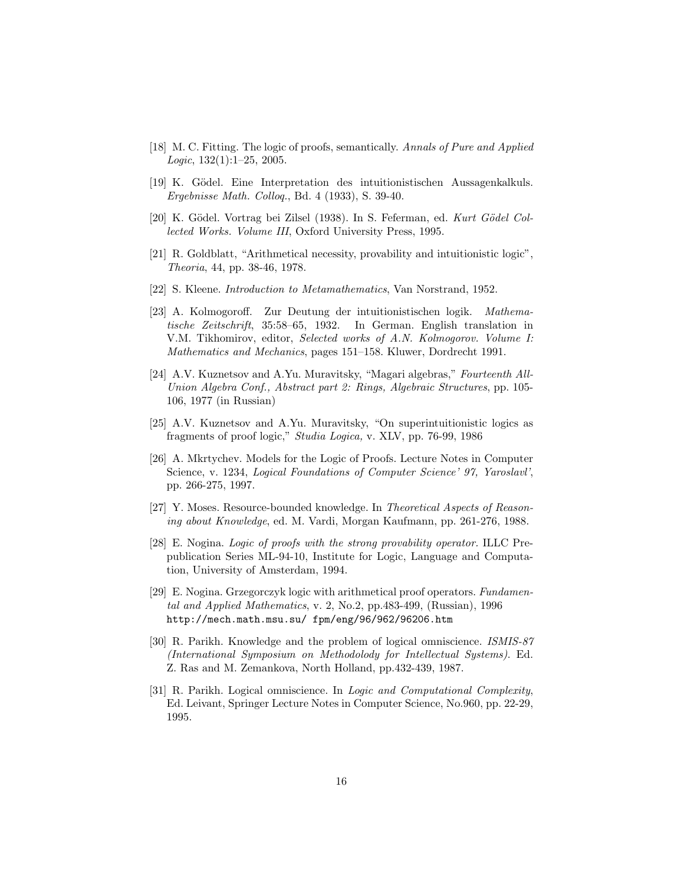[18] M. C. Fitting. The logic of proofs, semantically. *Annals of Pure and Applied Logic*, 132(1):1–25, 2005.

[19] K. Gödel. Eine Interpretation des intuitionistischen Aussagenkalkuls. *Ergebnisse Math. Colloq.*, Bd. 4 (1933), S. 39-40.

[20] K. Gödel. Vortrag bei Zilsel (1938). In S. Feferman, ed. *Kurt Gödel Collected Works. Volume III*, Oxford University Press, 1995.

[21] R. Goldblatt, "Arithmetical necessity, provability and intuitionistic logic", *Theoria*, 44, pp. 38-46, 1978.

[22] S. Kleene. *Introduction to Metamathematics*, Van Norstrand, 1952.

[23] A. Kolmogoroff. Zur Deutung der intuitionistischen logik. *Mathematische Zeitschrift*, 35:58–65, 1932. In German. English translation in V.M. Tikhomirov, editor, *Selected works of A.N. Kolmogorov. Volume I: Mathematics and Mechanics*, pages 151–158. Kluwer, Dordrecht 1991.

[24] A.V. Kuznetsov and A.Yu. Muravitsky, "Magari algebras," *Fourteenth All-Union Algebra Conf., Abstract part 2: Rings, Algebraic Structures*, pp. 105-106, 1977 (in Russian)

[25] A.V. Kuznetsov and A.Yu. Muravitsky, "On superintuitionistic logics as fragments of proof logic," *Studia Logica,* v. XLV, pp. 76-99, 1986

[26] A. Mkrtychev. Models for the Logic of Proofs. Lecture Notes in Computer Science, v. 1234, *Logical Foundations of Computer Science' 97, Yaroslavl'*, pp. 266-275, 1997.

[27] Y. Moses. Resource-bounded knowledge. In *Theoretical Aspects of Reasoning about Knowledge*, ed. M. Vardi, Morgan Kaufmann, pp. 261-276, 1988.

[28] E. Nogina. *Logic of proofs with the strong provability operator*. ILLC Prepublication Series ML-94-10, Institute for Logic, Language and Computation, University of Amsterdam, 1994.

[29] E. Nogina. Grzegorczyk logic with arithmetical proof operators. *Fundamental and Applied Mathematics*, v. 2, No.2, pp.483-499, (Russian), 1996 `http://mech.math.msu.su/ fpm/eng/96/962/96206.htm`

[30] R. Parikh. Knowledge and the problem of logical omniscience. *ISMIS-87 (International Symposium on Methodolody for Intellectual Systems)*. Ed. Z. Ras and M. Zemankova, North Holland, pp.432-439, 1987.

[31] R. Parikh. Logical omniscience. In *Logic and Computational Complexity*, Ed. Leivant, Springer Lecture Notes in Computer Science, No.960, pp. 22-29, 1995.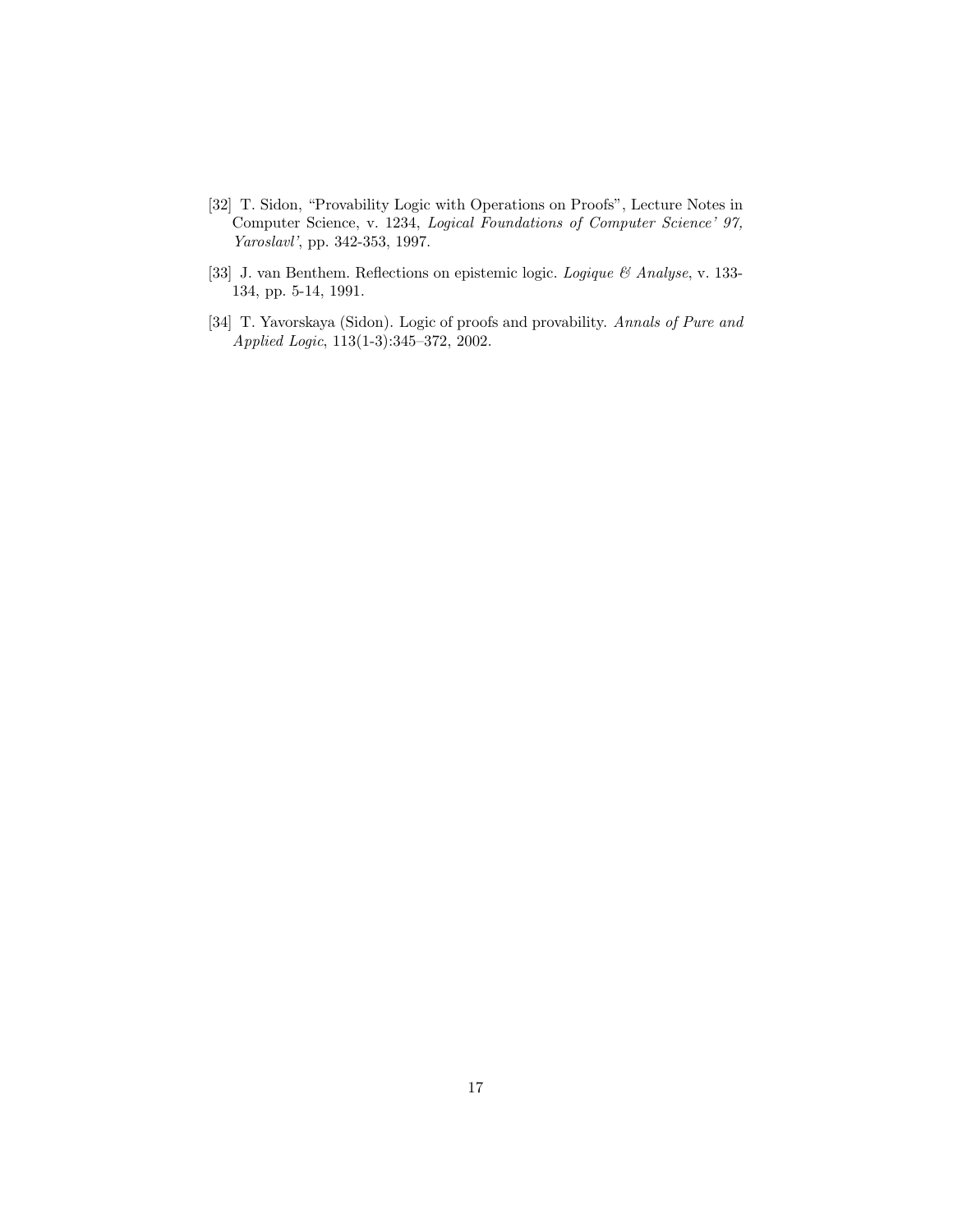[32] T. Sidon, "Provability Logic with Operations on Proofs", Lecture Notes in Computer Science, v. 1234, *Logical Foundations of Computer Science' 97, Yaroslavl'*, pp. 342-353, 1997.

[33] J. van Benthem. Reflections on epistemic logic. *Logique & Analyse*, v. 133-134, pp. 5-14, 1991.

[34] T. Yavorskaya (Sidon). Logic of proofs and provability. *Annals of Pure and Applied Logic*, 113(1-3):345–372, 2002.